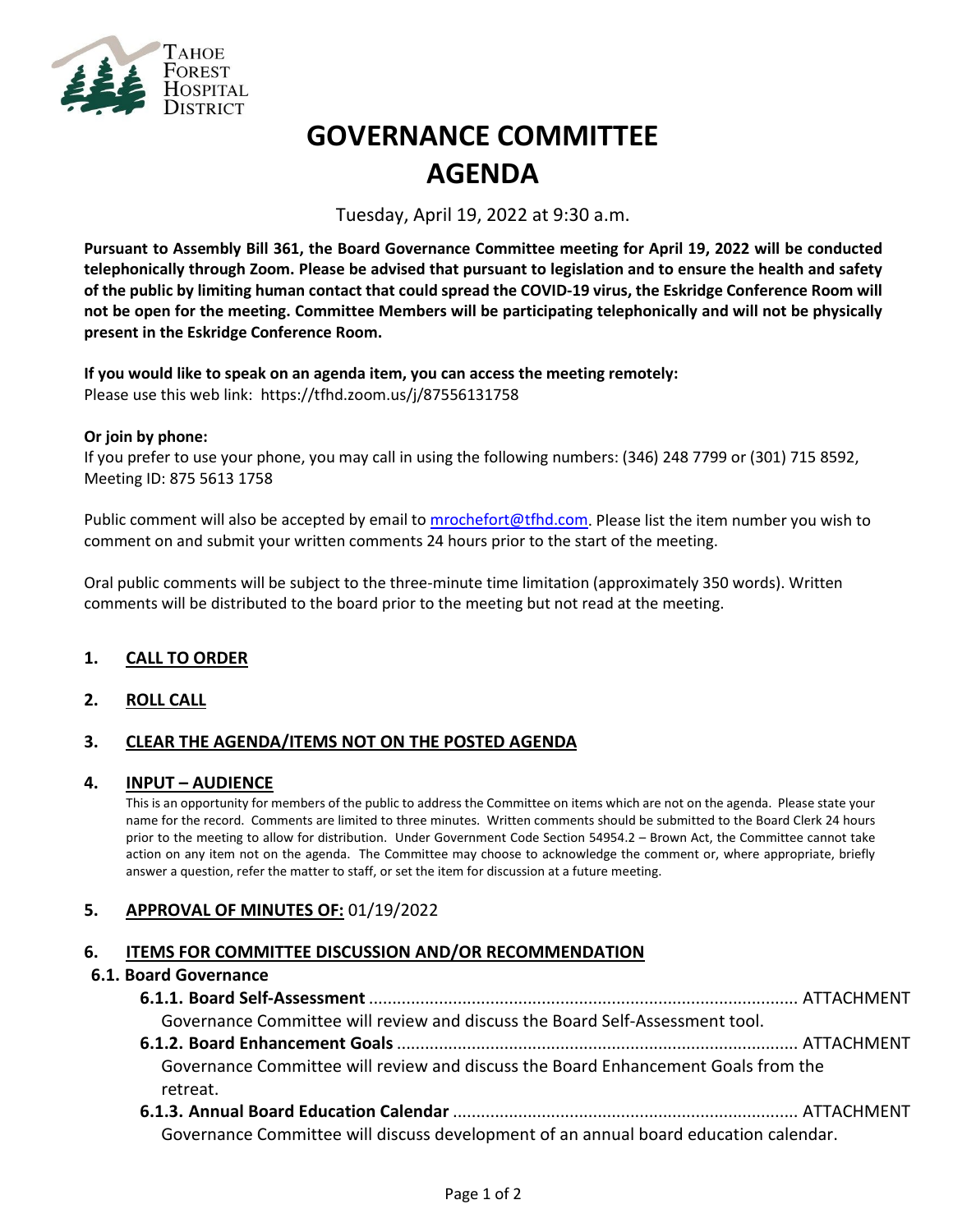TAHOE FOREST HOSPITAL DISTRICT

# GOVERNANCE COMMITTEE AGENDA

Tuesday, April 19, 2022 at 9:30 a.m.

**Pursuant to Assembly Bill 361, the Board Governance Committee meeting for April 19, 2022 will be conducted telephonically through Zoom. Please be advised that pursuant to legislation and to ensure the health and safety of the public by limiting human contact that could spread the COVID-19 virus, the Eskridge Conference Room will not be open for the meeting. Committee Members will be participating telephonically and will not be physically present in the Eskridge Conference Room.**

**If you would like to speak on an agenda item, you can access the meeting remotely:**
Please use this web link: https://tfhd.zoom.us/j/87556131758

**Or join by phone:**
If you prefer to use your phone, you may call in using the following numbers: (346) 248 7799 or (301) 715 8592, Meeting ID: 875 5613 1758

Public comment will also be accepted by email to mrochefort@tfhd.com. Please list the item number you wish to comment on and submit your written comments 24 hours prior to the start of the meeting.

Oral public comments will be subject to the three-minute time limitation (approximately 350 words). Written comments will be distributed to the board prior to the meeting but not read at the meeting.

## 1. CALL TO ORDER

## 2. ROLL CALL

## 3. CLEAR THE AGENDA/ITEMS NOT ON THE POSTED AGENDA

## 4. INPUT – AUDIENCE

This is an opportunity for members of the public to address the Committee on items which are not on the agenda. Please state your name for the record. Comments are limited to three minutes. Written comments should be submitted to the Board Clerk 24 hours prior to the meeting to allow for distribution. Under Government Code Section 54954.2 – Brown Act, the Committee cannot take action on any item not on the agenda. The Committee may choose to acknowledge the comment or, where appropriate, briefly answer a question, refer the matter to staff, or set the item for discussion at a future meeting.

## 5. APPROVAL OF MINUTES OF: 01/19/2022

## 6. ITEMS FOR COMMITTEE DISCUSSION AND/OR RECOMMENDATION

### 6.1. Board Governance

**6.1.1. Board Self-Assessment** ............................................................................................ ATTACHMENT
Governance Committee will review and discuss the Board Self-Assessment tool.

**6.1.2. Board Enhancement Goals** ...................................................................................... ATTACHMENT
Governance Committee will review and discuss the Board Enhancement Goals from the retreat.

**6.1.3. Annual Board Education Calendar** .......................................................................... ATTACHMENT
Governance Committee will discuss development of an annual board education calendar.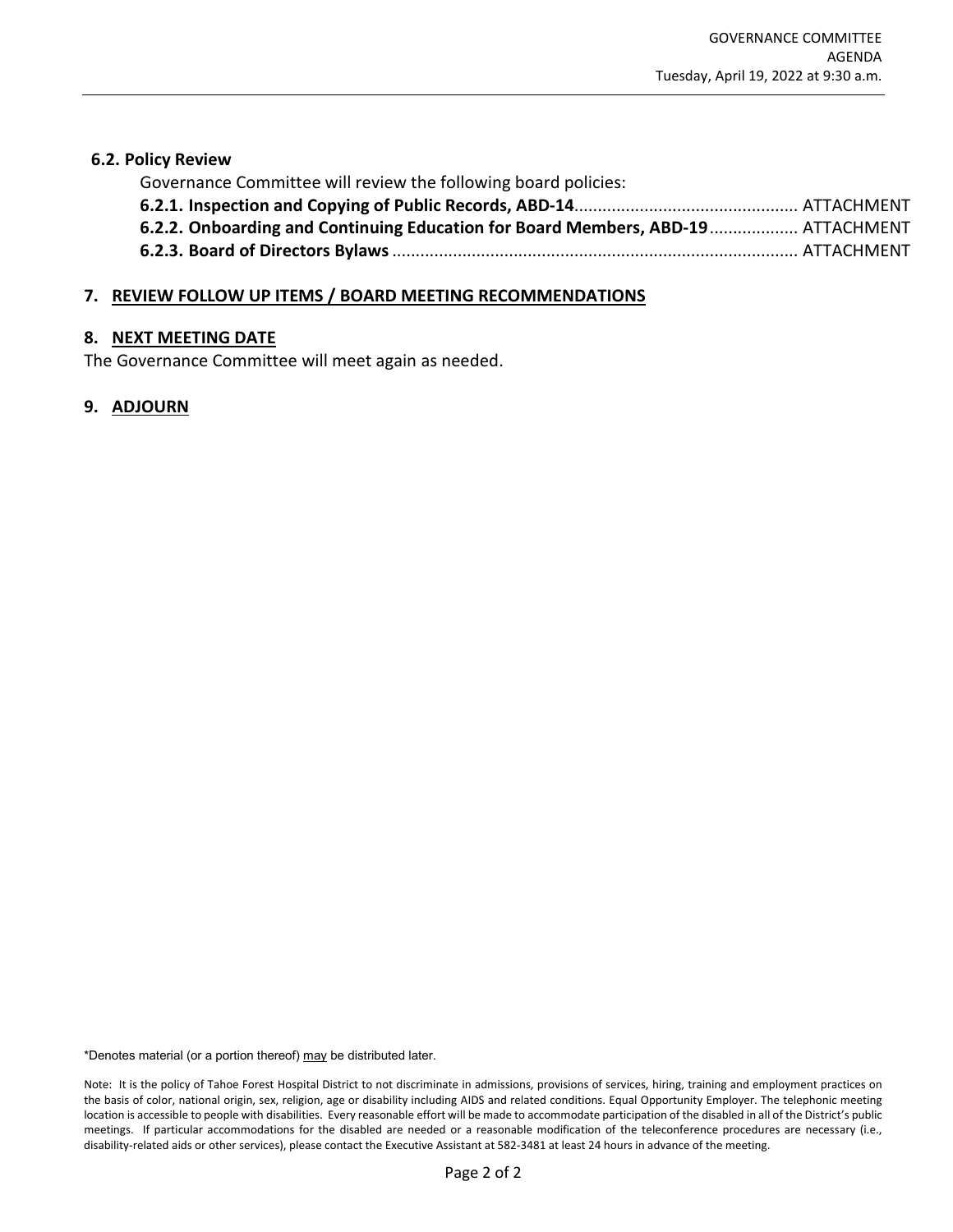**6.2. Policy Review**

Governance Committee will review the following board policies:

**6.2.1. Inspection and Copying of Public Records, ABD-14**................................................ ATTACHMENT

**6.2.2. Onboarding and Continuing Education for Board Members, ABD-19**.................. ATTACHMENT

**6.2.3. Board of Directors Bylaws**...................................................................................... ATTACHMENT

## 7. REVIEW FOLLOW UP ITEMS / BOARD MEETING RECOMMENDATIONS

## 8. NEXT MEETING DATE

The Governance Committee will meet again as needed.

## 9. ADJOURN

*Denotes material (or a portion thereof) may be distributed later.

Note: It is the policy of Tahoe Forest Hospital District to not discriminate in admissions, provisions of services, hiring, training and employment practices on the basis of color, national origin, sex, religion, age or disability including AIDS and related conditions. Equal Opportunity Employer. The telephonic meeting location is accessible to people with disabilities. Every reasonable effort will be made to accommodate participation of the disabled in all of the District's public meetings. If particular accommodations for the disabled are needed or a reasonable modification of the teleconference procedures are necessary (i.e., disability-related aids or other services), please contact the Executive Assistant at 582-3481 at least 24 hours in advance of the meeting.